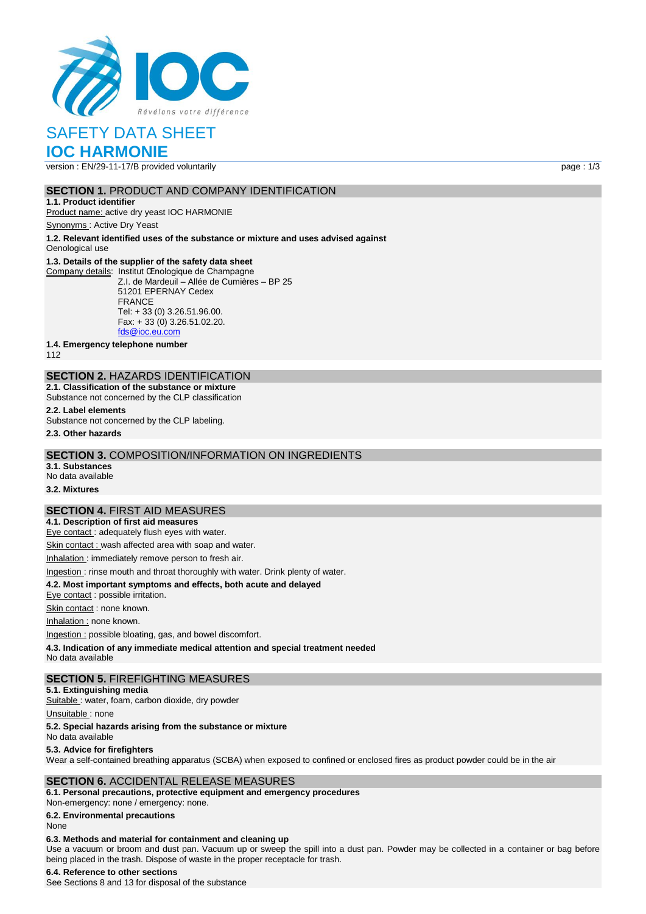# SAFETY DATA SHEET

# IOC HARMONIE

version : EN/29-11-17/B provided voluntarily

## SECTION 1. PRODUCT AND COMPANY IDENTIFICATION

**1.1. Product identifier**

Product name: active dry yeast IOC HARMONIE

Synonyms : Active Dry Yeast

**1.2. Relevant identified uses of the substance or mixture and uses advised against**

Oenological use

**1.3. Details of the supplier of the safety data sheet**

Company details: Institut Œnologique de Champagne
Z.I. de Mardeuil – Allée de Cumières – BP 25
51201 EPERNAY Cedex
FRANCE
Tel: + 33 (0) 3.26.51.96.00.
Fax: + 33 (0) 3.26.51.02.20.
fds@ioc.eu.com

**1.4. Emergency telephone number**

112

## SECTION 2. HAZARDS IDENTIFICATION

**2.1. Classification of the substance or mixture**

Substance not concerned by the CLP classification

**2.2. Label elements**

Substance not concerned by the CLP labeling.

**2.3. Other hazards**

## SECTION 3. COMPOSITION/INFORMATION ON INGREDIENTS

**3.1. Substances**

No data available

**3.2. Mixtures**

## SECTION 4. FIRST AID MEASURES

**4.1. Description of first aid measures**

Eye contact : adequately flush eyes with water.

Skin contact : wash affected area with soap and water.

Inhalation : immediately remove person to fresh air.

Ingestion : rinse mouth and throat thoroughly with water. Drink plenty of water.

**4.2. Most important symptoms and effects, both acute and delayed**

Eye contact : possible irritation.

Skin contact : none known.

Inhalation : none known.

Ingestion : possible bloating, gas, and bowel discomfort.

**4.3. Indication of any immediate medical attention and special treatment needed**

No data available

## SECTION 5. FIREFIGHTING MEASURES

**5.1. Extinguishing media**

Suitable : water, foam, carbon dioxide, dry powder

Unsuitable : none

**5.2. Special hazards arising from the substance or mixture**

No data available

**5.3. Advice for firefighters**

Wear a self-contained breathing apparatus (SCBA) when exposed to confined or enclosed fires as product powder could be in the air

## SECTION 6. ACCIDENTAL RELEASE MEASURES

**6.1. Personal precautions, protective equipment and emergency procedures**

Non-emergency: none / emergency: none.

**6.2. Environmental precautions**

None

**6.3. Methods and material for containment and cleaning up**

Use a vacuum or broom and dust pan. Vacuum up or sweep the spill into a dust pan. Powder may be collected in a container or bag before being placed in the trash. Dispose of waste in the proper receptacle for trash.

**6.4. Reference to other sections**

See Sections 8 and 13 for disposal of the substance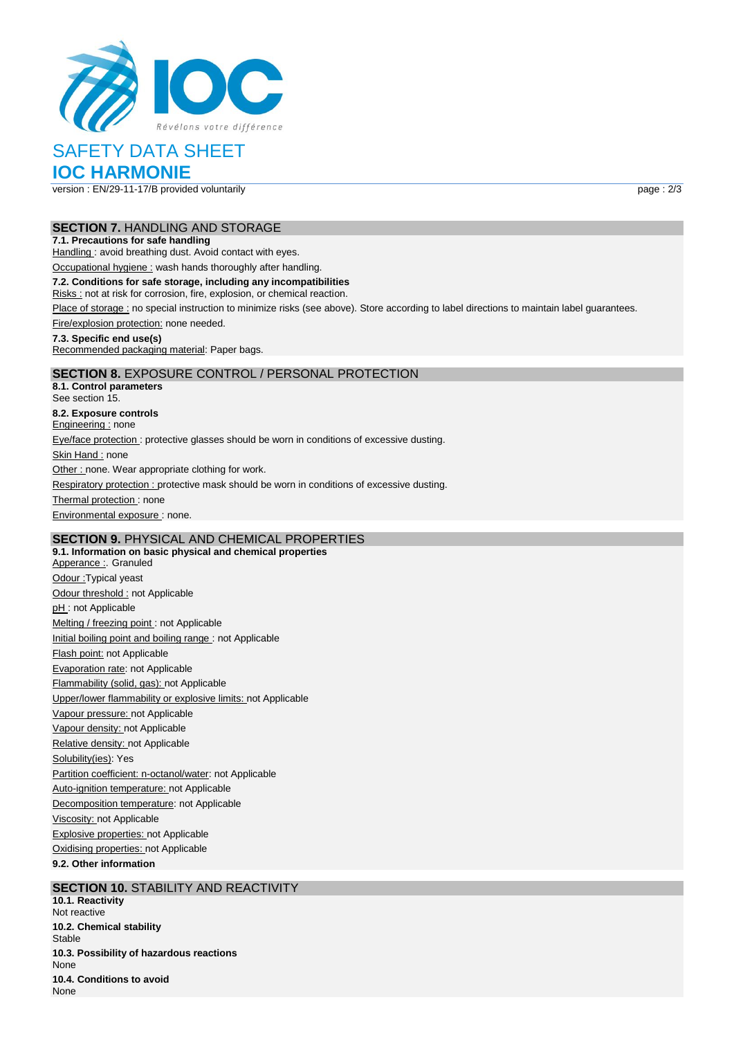# SAFETY DATA SHEET

# IOC HARMONIE

version : EN/29-11-17/B provided voluntarily

## SECTION 7. HANDLING AND STORAGE

**7.1. Precautions for safe handling**

Handling : avoid breathing dust. Avoid contact with eyes.

Occupational hygiene : wash hands thoroughly after handling.

**7.2. Conditions for safe storage, including any incompatibilities**

Risks : not at risk for corrosion, fire, explosion, or chemical reaction.

Place of storage : no special instruction to minimize risks (see above). Store according to label directions to maintain label guarantees.

Fire/explosion protection: none needed.

**7.3. Specific end use(s)**

Recommended packaging material: Paper bags.

## SECTION 8. EXPOSURE CONTROL / PERSONAL PROTECTION

**8.1. Control parameters**

See section 15.

**8.2. Exposure controls**

Engineering : none

Eye/face protection : protective glasses should be worn in conditions of excessive dusting.

Skin Hand : none

Other : none. Wear appropriate clothing for work.

Respiratory protection : protective mask should be worn in conditions of excessive dusting.

Thermal protection : none

Environmental exposure : none.

## SECTION 9. PHYSICAL AND CHEMICAL PROPERTIES

**9.1. Information on basic physical and chemical properties**

Apperance :. Granuled

Odour :Typical yeast

Odour threshold : not Applicable

pH : not Applicable

Melting / freezing point : not Applicable

Initial boiling point and boiling range : not Applicable

Flash point: not Applicable

Evaporation rate: not Applicable

Flammability (solid, gas): not Applicable

Upper/lower flammability or explosive limits: not Applicable

Vapour pressure: not Applicable

Vapour density: not Applicable

Relative density: not Applicable

Solubility(ies): Yes

Partition coefficient: n-octanol/water: not Applicable

Auto-ignition temperature: not Applicable

Decomposition temperature: not Applicable

Viscosity: not Applicable

Explosive properties: not Applicable

Oxidising properties: not Applicable

**9.2. Other information**

## SECTION 10. STABILITY AND REACTIVITY

**10.1. Reactivity**

Not reactive

**10.2. Chemical stability**

Stable

**10.3. Possibility of hazardous reactions**

None

**10.4. Conditions to avoid**

None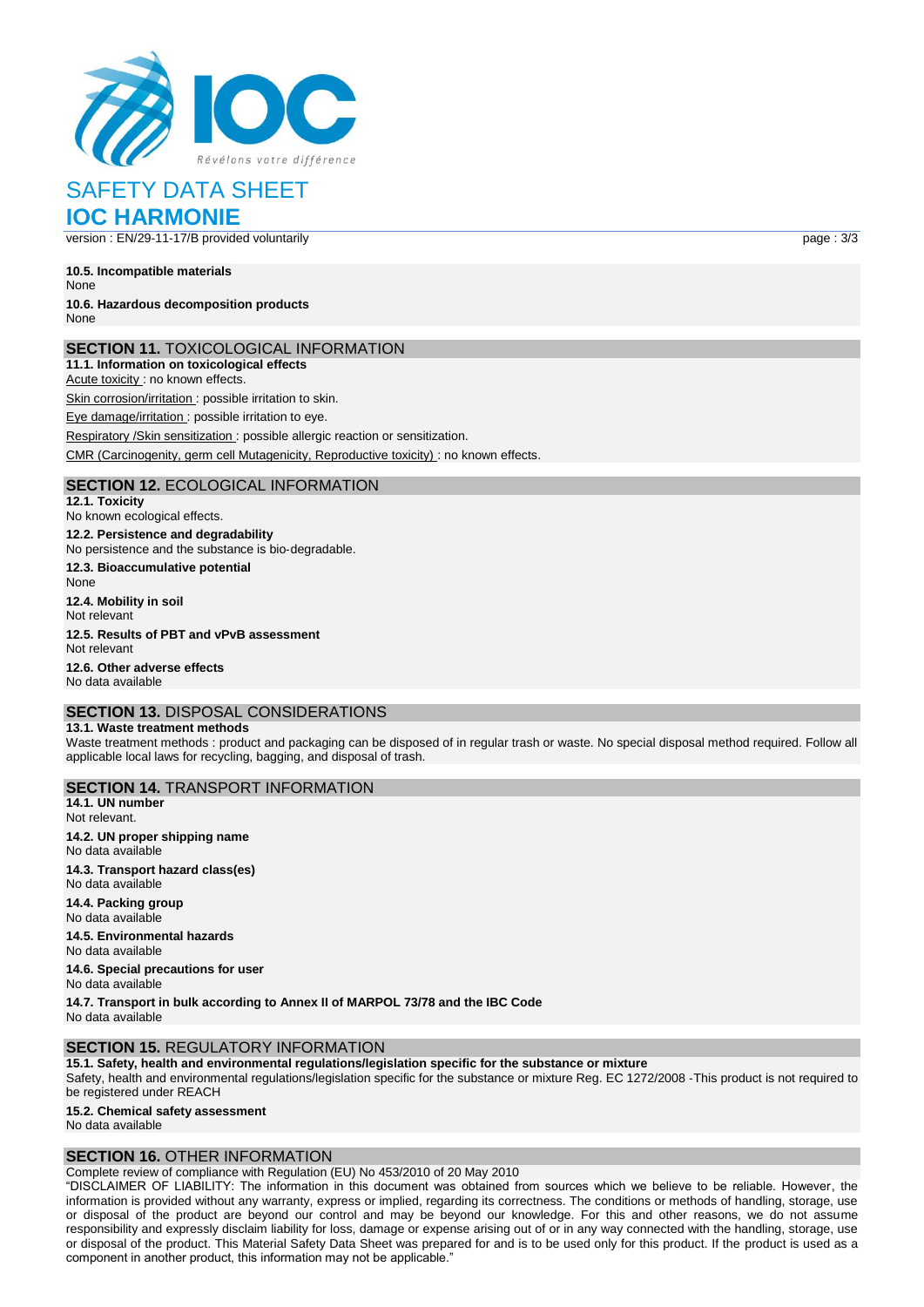# SAFETY DATA SHEET

# IOC HARMONIE

version : EN/29-11-17/B provided voluntarily

**10.5. Incompatible materials**
None

**10.6. Hazardous decomposition products**
None

## SECTION 11. TOXICOLOGICAL INFORMATION

**11.1. Information on toxicological effects**

Acute toxicity : no known effects.

Skin corrosion/irritation : possible irritation to skin.

Eye damage/irritation : possible irritation to eye.

Respiratory /Skin sensitization : possible allergic reaction or sensitization.

CMR (Carcinogenity, germ cell Mutagenicity, Reproductive toxicity) : no known effects.

## SECTION 12. ECOLOGICAL INFORMATION

**12.1. Toxicity**
No known ecological effects.

**12.2. Persistence and degradability**
No persistence and the substance is bio-degradable.

**12.3. Bioaccumulative potential**
None

**12.4. Mobility in soil**
Not relevant

**12.5. Results of PBT and vPvB assessment**
Not relevant

**12.6. Other adverse effects**
No data available

## SECTION 13. DISPOSAL CONSIDERATIONS

**13.1. Waste treatment methods**
Waste treatment methods : product and packaging can be disposed of in regular trash or waste. No special disposal method required. Follow all applicable local laws for recycling, bagging, and disposal of trash.

## SECTION 14. TRANSPORT INFORMATION

**14.1. UN number**
Not relevant.

**14.2. UN proper shipping name**
No data available

**14.3. Transport hazard class(es)**
No data available

**14.4. Packing group**
No data available

**14.5. Environmental hazards**
No data available

**14.6. Special precautions for user**
No data available

**14.7. Transport in bulk according to Annex II of MARPOL 73/78 and the IBC Code**
No data available

## SECTION 15. REGULATORY INFORMATION

**15.1. Safety, health and environmental regulations/legislation specific for the substance or mixture**
Safety, health and environmental regulations/legislation specific for the substance or mixture Reg. EC 1272/2008 -This product is not required to be registered under REACH

**15.2. Chemical safety assessment**
No data available

## SECTION 16. OTHER INFORMATION

Complete review of compliance with Regulation (EU) No 453/2010 of 20 May 2010

"DISCLAIMER OF LIABILITY: The information in this document was obtained from sources which we believe to be reliable. However, the information is provided without any warranty, express or implied, regarding its correctness. The conditions or methods of handling, storage, use or disposal of the product are beyond our control and may be beyond our knowledge. For this and other reasons, we do not assume responsibility and expressly disclaim liability for loss, damage or expense arising out of or in any way connected with the handling, storage, use or disposal of the product. This Material Safety Data Sheet was prepared for and is to be used only for this product. If the product is used as a component in another product, this information may not be applicable."